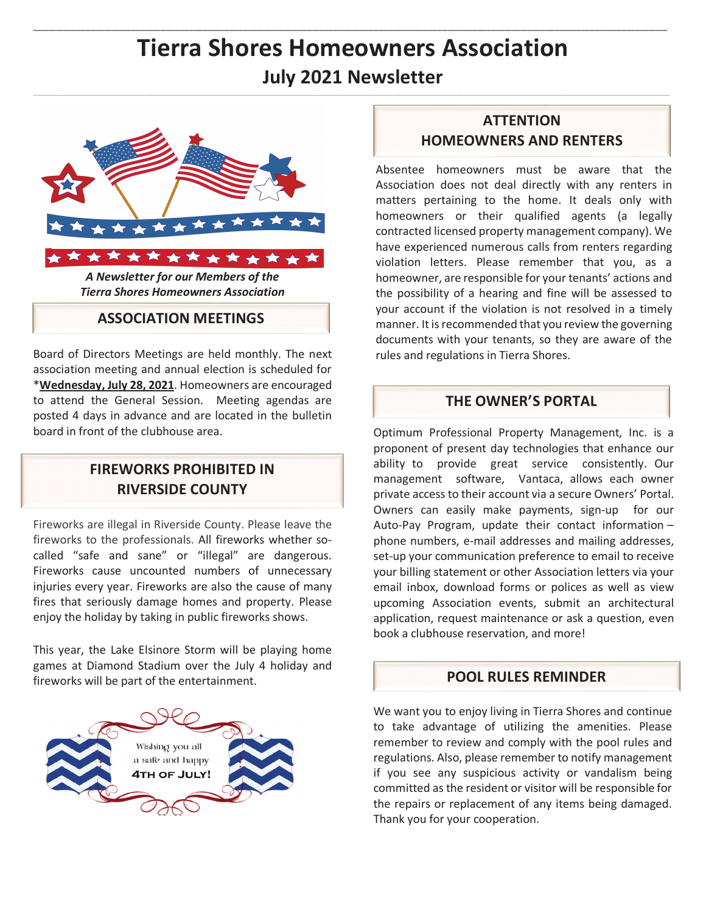# Tierra Shores Homeowners Association

## July 2021 Newsletter

*A Newsletter for our Members of the Tierra Shores Homeowners Association*

### ASSOCIATION MEETINGS

Board of Directors Meetings are held monthly. The next association meeting and annual election is scheduled for *<u>**Wednesday, July 28, 2021**</u>. Homeowners are encouraged to attend the General Session. Meeting agendas are posted 4 days in advance and are located in the bulletin board in front of the clubhouse area.

### FIREWORKS PROHIBITED IN RIVERSIDE COUNTY

Fireworks are illegal in Riverside County. Please leave the fireworks to the professionals. All fireworks whether so-called "safe and sane" or "illegal" are dangerous. Fireworks cause uncounted numbers of unnecessary injuries every year. Fireworks are also the cause of many fires that seriously damage homes and property. Please enjoy the holiday by taking in public fireworks shows.

This year, the Lake Elsinore Storm will be playing home games at Diamond Stadium over the July 4 holiday and fireworks will be part of the entertainment.

Wishing you all a safe and happy 4TH OF JULY!

### ATTENTION HOMEOWNERS AND RENTERS

Absentee homeowners must be aware that the Association does not deal directly with any renters in matters pertaining to the home. It deals only with homeowners or their qualified agents (a legally contracted licensed property management company). We have experienced numerous calls from renters regarding violation letters. Please remember that you, as a homeowner, are responsible for your tenants' actions and the possibility of a hearing and fine will be assessed to your account if the violation is not resolved in a timely manner. It is recommended that you review the governing documents with your tenants, so they are aware of the rules and regulations in Tierra Shores.

### THE OWNER'S PORTAL

Optimum Professional Property Management, Inc. is a proponent of present day technologies that enhance our ability to provide great service consistently. Our management software, Vantaca, allows each owner private access to their account via a secure Owners' Portal. Owners can easily make payments, sign-up for our Auto-Pay Program, update their contact information – phone numbers, e-mail addresses and mailing addresses, set-up your communication preference to email to receive your billing statement or other Association letters via your email inbox, download forms or polices as well as view upcoming Association events, submit an architectural application, request maintenance or ask a question, even book a clubhouse reservation, and more!

### POOL RULES REMINDER

We want you to enjoy living in Tierra Shores and continue to take advantage of utilizing the amenities. Please remember to review and comply with the pool rules and regulations. Also, please remember to notify management if you see any suspicious activity or vandalism being committed as the resident or visitor will be responsible for the repairs or replacement of any items being damaged. Thank you for your cooperation.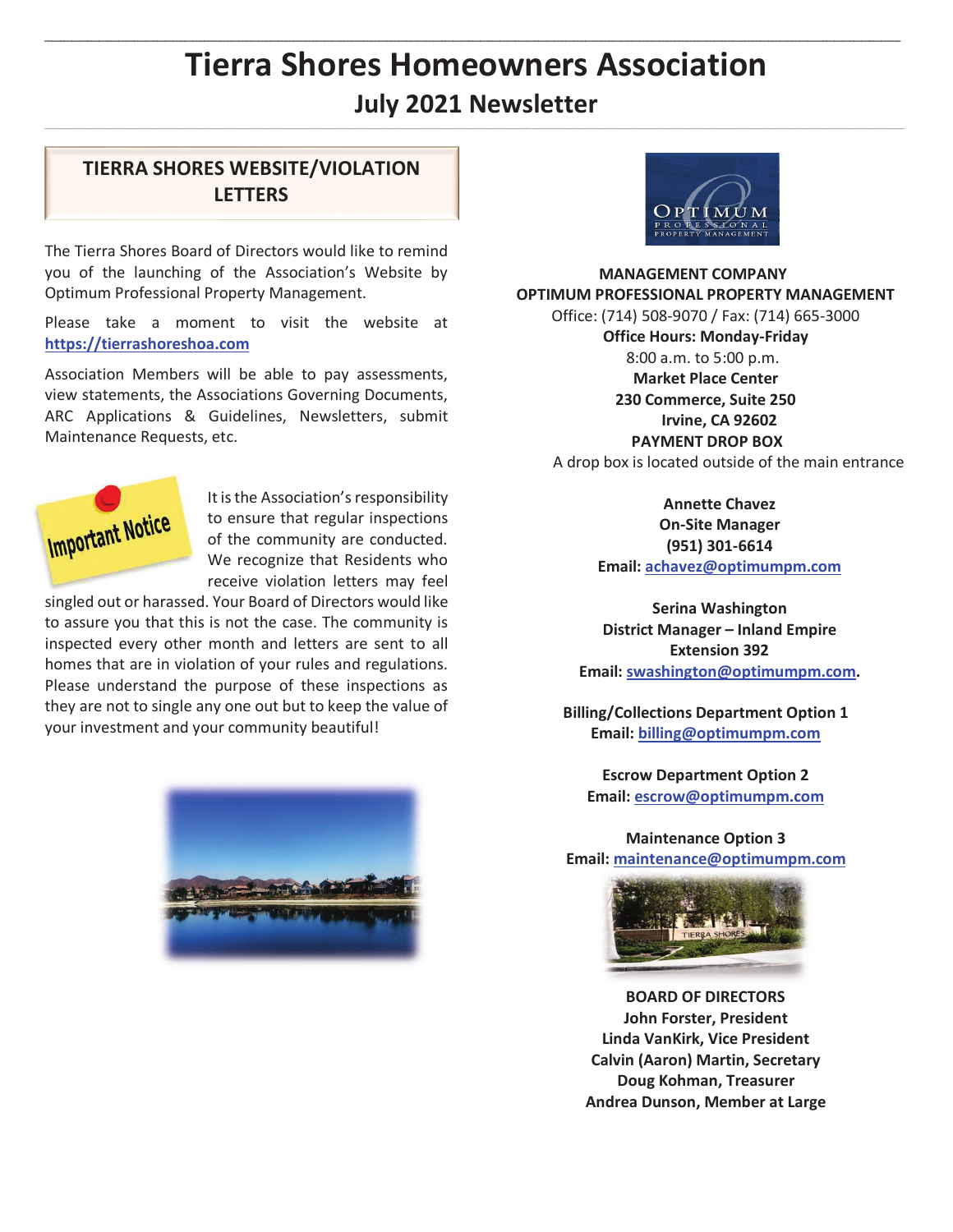# Tierra Shores Homeowners Association

## July 2021 Newsletter

### TIERRA SHORES WEBSITE/VIOLATION LETTERS

The Tierra Shores Board of Directors would like to remind you of the launching of the Association's Website by Optimum Professional Property Management.

Please take a moment to visit the website at **https://tierrashoreshoa.com**

Association Members will be able to pay assessments, view statements, the Associations Governing Documents, ARC Applications & Guidelines, Newsletters, submit Maintenance Requests, etc.

Important Notice

It is the Association's responsibility to ensure that regular inspections of the community are conducted. We recognize that Residents who receive violation letters may feel singled out or harassed. Your Board of Directors would like to assure you that this is not the case. The community is inspected every other month and letters are sent to all homes that are in violation of your rules and regulations. Please understand the purpose of these inspections as they are not to single any one out but to keep the value of your investment and your community beautiful!

**MANAGEMENT COMPANY**
**OPTIMUM PROFESSIONAL PROPERTY MANAGEMENT**
Office: (714) 508-9070 / Fax: (714) 665-3000
**Office Hours: Monday-Friday**
8:00 a.m. to 5:00 p.m.
**Market Place Center**
**230 Commerce, Suite 250**
**Irvine, CA 92602**
**PAYMENT DROP BOX**
A drop box is located outside of the main entrance

**Annette Chavez**
**On-Site Manager**
**(951) 301-6614**
**Email:** achavez@optimumpm.com

**Serina Washington**
**District Manager – Inland Empire**
**Extension 392**
**Email:** swashington@optimumpm.com.

**Billing/Collections Department Option 1**
**Email:** billing@optimumpm.com

**Escrow Department Option 2**
**Email:** escrow@optimumpm.com

**Maintenance Option 3**
**Email:** maintenance@optimumpm.com

**BOARD OF DIRECTORS**
**John Forster, President**
**Linda VanKirk, Vice President**
**Calvin (Aaron) Martin, Secretary**
**Doug Kohman, Treasurer**
**Andrea Dunson, Member at Large**